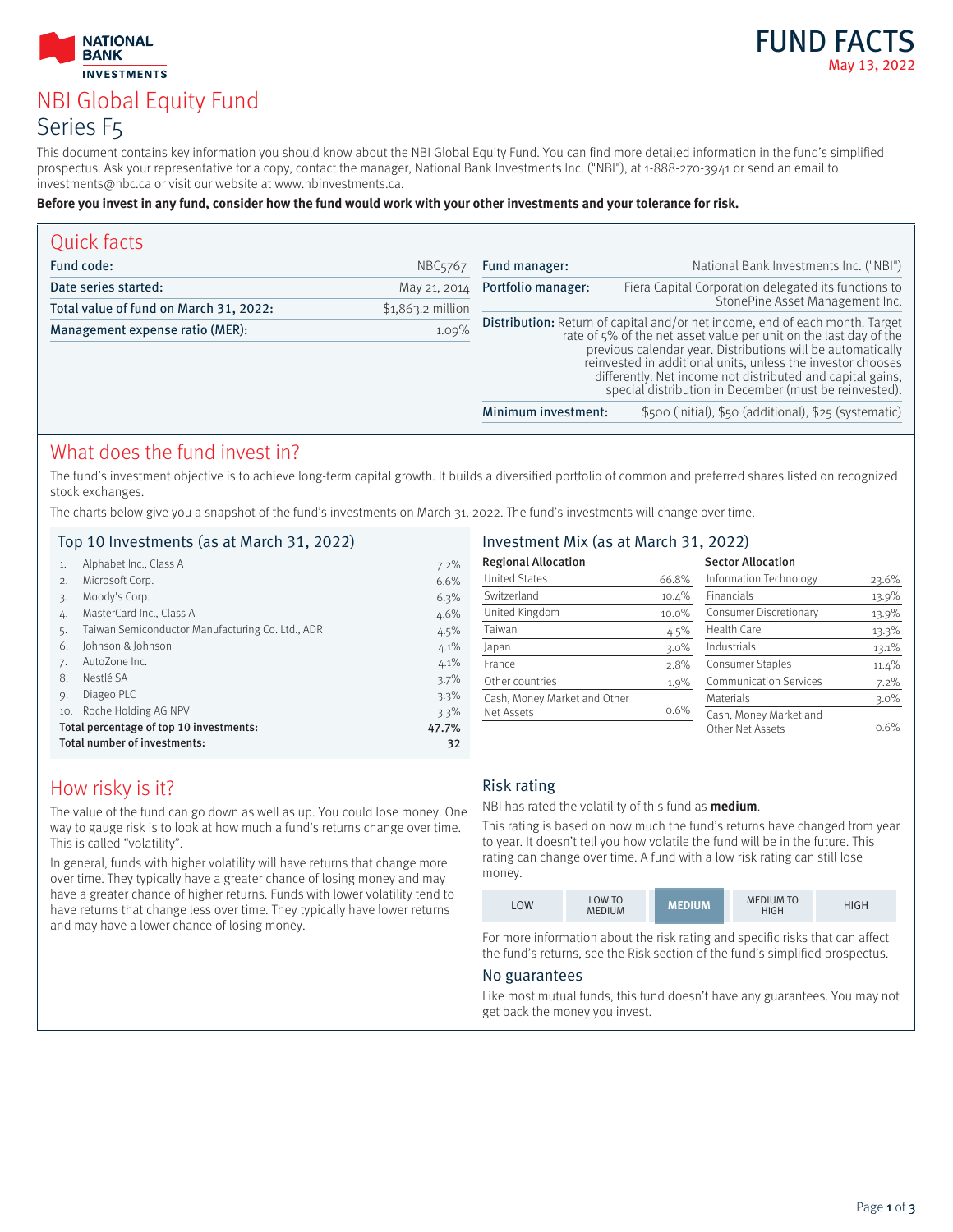NATIONAL BANK INVESTMENTS

# FUND FACTS

May 13, 2022

# NBI Global Equity Fund

## Series F5

This document contains key information you should know about the NBI Global Equity Fund. You can find more detailed information in the fund's simplified prospectus. Ask your representative for a copy, contact the manager, National Bank Investments Inc. ("NBI"), at 1-888-270-3941 or send an email to investments@nbc.ca or visit our website at www.nbinvestments.ca.

**Before you invest in any fund, consider how the fund would work with your other investments and your tolerance for risk.**

## Quick facts

| | |
|---|---|
| Fund code: | NBC5767 |
| Date series started: | May 21, 2014 |
| Total value of fund on March 31, 2022: | $1,863.2 million |
| Management expense ratio (MER): | 1.09% |

| | |
|---|---|
| Fund manager: | National Bank Investments Inc. ("NBI") |
| Portfolio manager: | Fiera Capital Corporation delegated its functions to StonePine Asset Management Inc. |
| Distribution: | Return of capital and/or net income, end of each month. Target rate of 5% of the net asset value per unit on the last day of the previous calendar year. Distributions will be automatically reinvested in additional units, unless the investor chooses differently. Net income not distributed and capital gains, special distribution in December (must be reinvested). |
| Minimum investment: | $500 (initial), $50 (additional), $25 (systematic) |

## What does the fund invest in?

The fund's investment objective is to achieve long-term capital growth. It builds a diversified portfolio of common and preferred shares listed on recognized stock exchanges.

The charts below give you a snapshot of the fund's investments on March 31, 2022. The fund's investments will change over time.

### Top 10 Investments (as at March 31, 2022)

| | | |
|---|---|---|
| 1. | Alphabet Inc., Class A | 7.2% |
| 2. | Microsoft Corp. | 6.6% |
| 3. | Moody's Corp. | 6.3% |
| 4. | MasterCard Inc., Class A | 4.6% |
| 5. | Taiwan Semiconductor Manufacturing Co. Ltd., ADR | 4.5% |
| 6. | Johnson & Johnson | 4.1% |
| 7. | AutoZone Inc. | 4.1% |
| 8. | Nestlé SA | 3.7% |
| 9. | Diageo PLC | 3.3% |
| 10. | Roche Holding AG NPV | 3.3% |
| **Total percentage of top 10 investments:** | | **47.7%** |
| **Total number of investments:** | | **32** |

### Investment Mix (as at March 31, 2022)

| Regional Allocation | |
|---|---|
| United States | 66.8% |
| Switzerland | 10.4% |
| United Kingdom | 10.0% |
| Taiwan | 4.5% |
| Japan | 3.0% |
| France | 2.8% |
| Other countries | 1.9% |
| Cash, Money Market and Other Net Assets | 0.6% |

| Sector Allocation | |
|---|---|
| Information Technology | 23.6% |
| Financials | 13.9% |
| Consumer Discretionary | 13.9% |
| Health Care | 13.3% |
| Industrials | 13.1% |
| Consumer Staples | 11.4% |
| Communication Services | 7.2% |
| Materials | 3.0% |
| Cash, Money Market and Other Net Assets | 0.6% |

## How risky is it?

The value of the fund can go down as well as up. You could lose money. One way to gauge risk is to look at how much a fund's returns change over time. This is called "volatility".

In general, funds with higher volatility will have returns that change more over time. They typically have a greater chance of losing money and may have a greater chance of higher returns. Funds with lower volatility tend to have returns that change less over time. They typically have lower returns and may have a lower chance of losing money.

### Risk rating

NBI has rated the volatility of this fund as **medium**.

This rating is based on how much the fund's returns have changed from year to year. It doesn't tell you how volatile the fund will be in the future. This rating can change over time. A fund with a low risk rating can still lose money.

| LOW | LOW TO MEDIUM | **MEDIUM** | MEDIUM TO HIGH | HIGH |
|---|---|---|---|---|

For more information about the risk rating and specific risks that can affect the fund's returns, see the Risk section of the fund's simplified prospectus.

### No guarantees

Like most mutual funds, this fund doesn't have any guarantees. You may not get back the money you invest.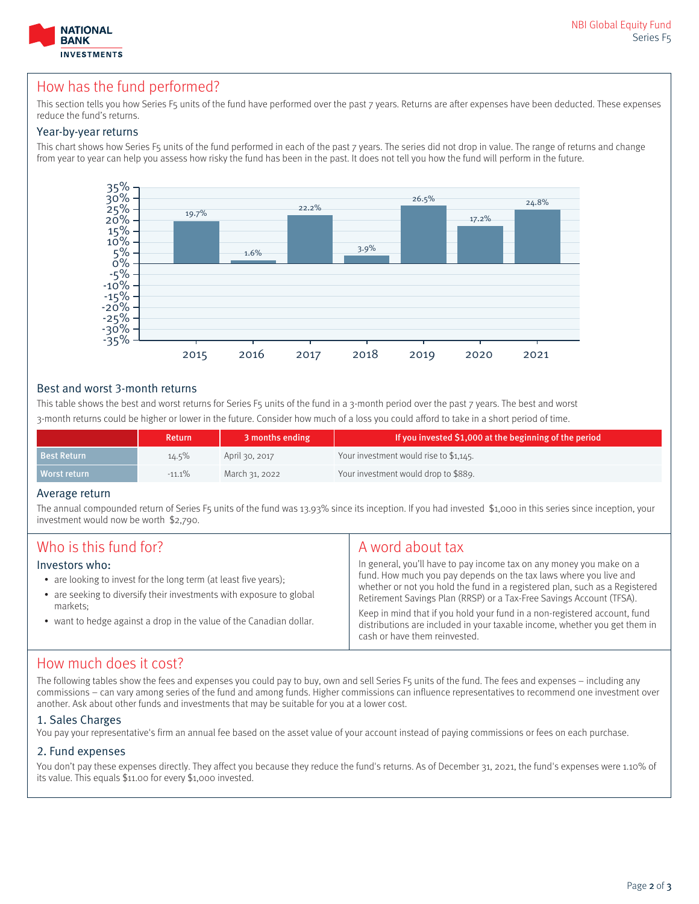## How has the fund performed?

This section tells you how Series F5 units of the fund have performed over the past 7 years. Returns are after expenses have been deducted. These expenses reduce the fund's returns.

### Year-by-year returns

This chart shows how Series F5 units of the fund performed in each of the past 7 years. The series did not drop in value. The range of returns and change from year to year can help you assess how risky the fund has been in the past. It does not tell you how the fund will perform in the future.

| Year | Return |
|---|---|
| 2015 | 19.7% |
| 2016 | 1.6% |
| 2017 | 22.2% |
| 2018 | 3.9% |
| 2019 | 26.5% |
| 2020 | 17.2% |
| 2021 | 24.8% |

### Best and worst 3-month returns

This table shows the best and worst returns for Series F5 units of the fund in a 3-month period over the past 7 years. The best and worst 3-month returns could be higher or lower in the future. Consider how much of a loss you could afford to take in a short period of time.

| | Return | 3 months ending | If you invested $1,000 at the beginning of the period |
|---|---|---|---|
| Best Return | 14.5% | April 30, 2017 | Your investment would rise to $1,145. |
| Worst return | -11.1% | March 31, 2022 | Your investment would drop to $889. |

### Average return

The annual compounded return of Series F5 units of the fund was 13.93% since its inception. If you had invested $1,000 in this series since inception, your investment would now be worth $2,790.

## Who is this fund for?

### Investors who:

- are looking to invest for the long term (at least five years);
- are seeking to diversify their investments with exposure to global markets;
- want to hedge against a drop in the value of the Canadian dollar.

## A word about tax

In general, you'll have to pay income tax on any money you make on a fund. How much you pay depends on the tax laws where you live and whether or not you hold the fund in a registered plan, such as a Registered Retirement Savings Plan (RRSP) or a Tax-Free Savings Account (TFSA).

Keep in mind that if you hold your fund in a non-registered account, fund distributions are included in your taxable income, whether you get them in cash or have them reinvested.

## How much does it cost?

The following tables show the fees and expenses you could pay to buy, own and sell Series F5 units of the fund. The fees and expenses – including any commissions – can vary among series of the fund and among funds. Higher commissions can influence representatives to recommend one investment over another. Ask about other funds and investments that may be suitable for you at a lower cost.

### 1. Sales Charges

You pay your representative's firm an annual fee based on the asset value of your account instead of paying commissions or fees on each purchase.

### 2. Fund expenses

You don't pay these expenses directly. They affect you because they reduce the fund's returns. As of December 31, 2021, the fund's expenses were 1.10% of its value. This equals $11.00 for every $1,000 invested.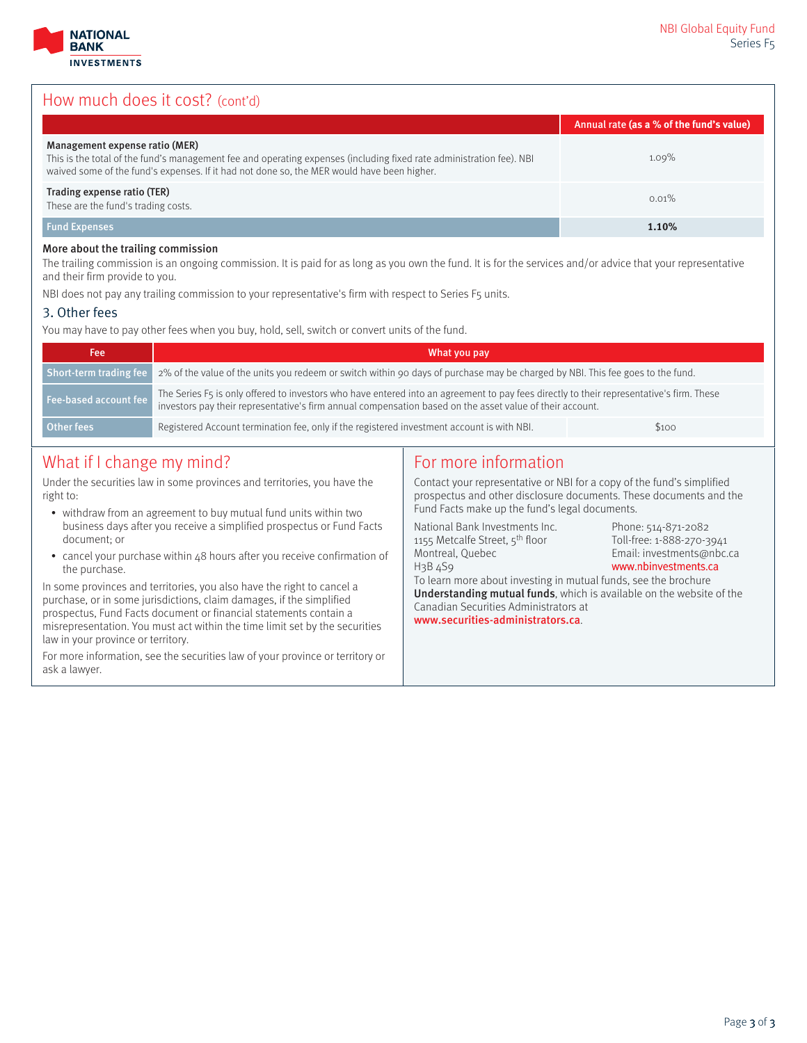## How much does it cost? (cont'd)

| | Annual rate (as a % of the fund's value) |
|---|---|
| **Management expense ratio (MER)**<br>This is the total of the fund's management fee and operating expenses (including fixed rate administration fee). NBI waived some of the fund's expenses. If it had not done so, the MER would have been higher. | 1.09% |
| **Trading expense ratio (TER)**<br>These are the fund's trading costs. | 0.01% |
| **Fund Expenses** | **1.10%** |

### More about the trailing commission

The trailing commission is an ongoing commission. It is paid for as long as you own the fund. It is for the services and/or advice that your representative and their firm provide to you.

NBI does not pay any trailing commission to your representative's firm with respect to Series F5 units.

### 3. Other fees

You may have to pay other fees when you buy, hold, sell, switch or convert units of the fund.

| Fee | What you pay | |
|---|---|---|
| Short-term trading fee | 2% of the value of the units you redeem or switch within 90 days of purchase may be charged by NBI. This fee goes to the fund. | |
| Fee-based account fee | The Series F5 is only offered to investors who have entered into an agreement to pay fees directly to their representative's firm. These investors pay their representative's firm annual compensation based on the asset value of their account. | |
| Other fees | Registered Account termination fee, only if the registered investment account is with NBI. | $100 |

## What if I change my mind?

Under the securities law in some provinces and territories, you have the right to:

- withdraw from an agreement to buy mutual fund units within two business days after you receive a simplified prospectus or Fund Facts document; or
- cancel your purchase within 48 hours after you receive confirmation of the purchase.

In some provinces and territories, you also have the right to cancel a purchase, or in some jurisdictions, claim damages, if the simplified prospectus, Fund Facts document or financial statements contain a misrepresentation. You must act within the time limit set by the securities law in your province or territory.

For more information, see the securities law of your province or territory or ask a lawyer.

## For more information

Contact your representative or NBI for a copy of the fund's simplified prospectus and other disclosure documents. These documents and the Fund Facts make up the fund's legal documents.

National Bank Investments Inc.
1155 Metcalfe Street, 5th floor
Montreal, Quebec
H3B 4S9

Phone: 514-871-2082
Toll-free: 1-888-270-3941
Email: investments@nbc.ca
www.nbinvestments.ca

To learn more about investing in mutual funds, see the brochure **Understanding mutual funds**, which is available on the website of the Canadian Securities Administrators at **www.securities-administrators.ca**.